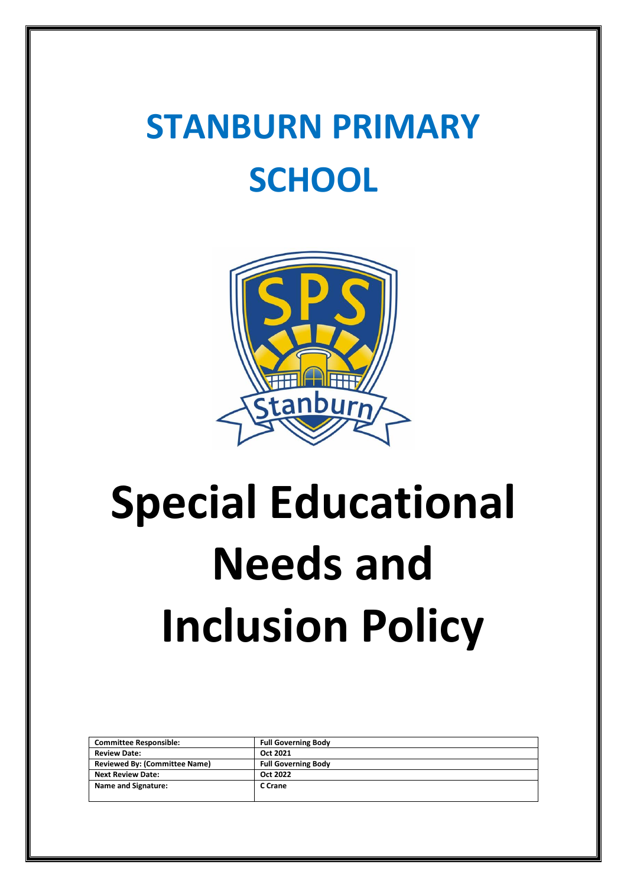# STANBURN PRIMARY SCHOOL

# Special Educational Needs and Inclusion Policy

| Committee Responsible: | Full Governing Body |
| --- | --- |
| Review Date: | Oct 2021 |
| Reviewed By: (Committee Name) | Full Governing Body |
| Next Review Date: | Oct 2022 |
| Name and Signature: | C Crane |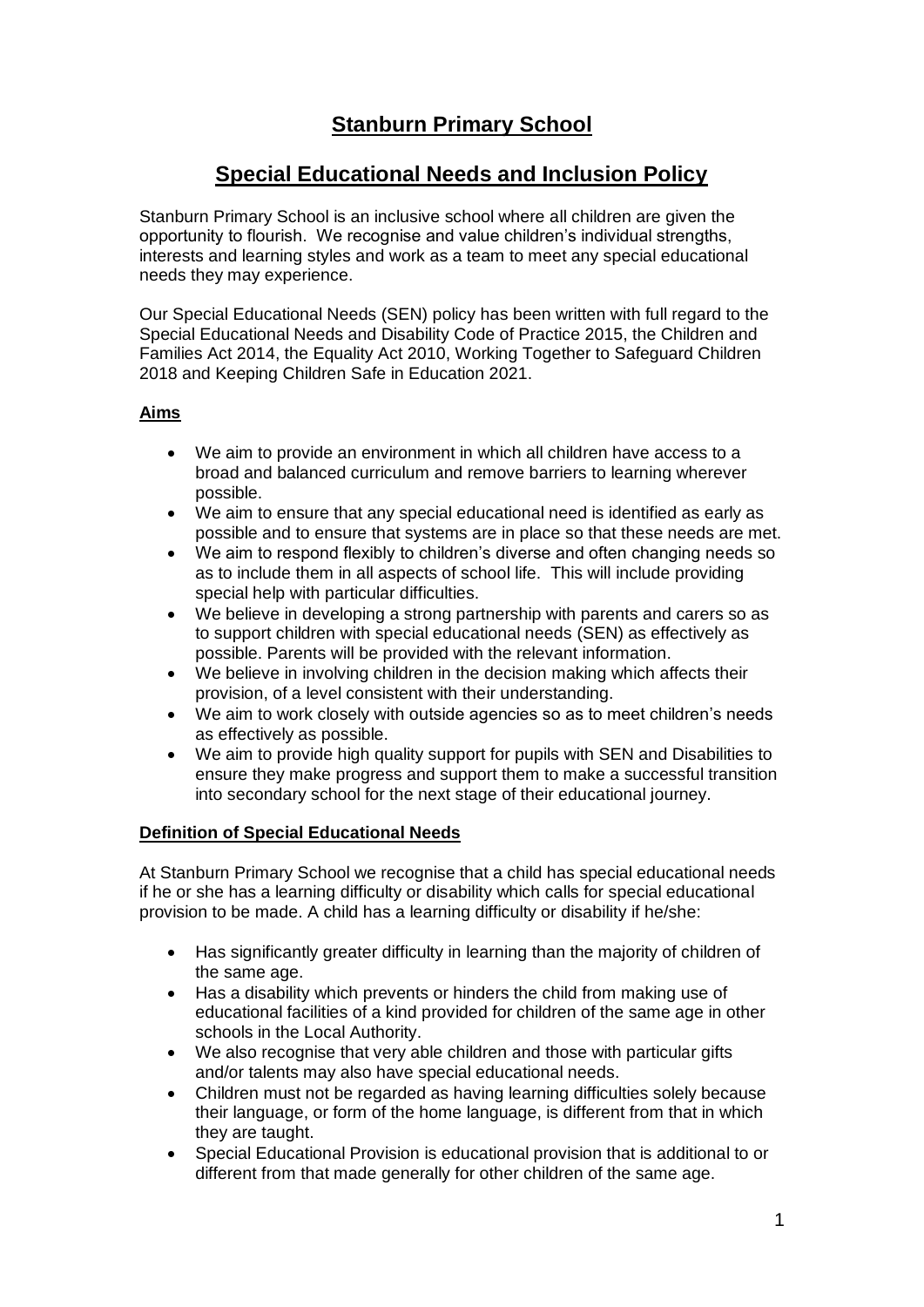# Stanburn Primary School

## Special Educational Needs and Inclusion Policy

Stanburn Primary School is an inclusive school where all children are given the opportunity to flourish. We recognise and value children's individual strengths, interests and learning styles and work as a team to meet any special educational needs they may experience.

Our Special Educational Needs (SEN) policy has been written with full regard to the Special Educational Needs and Disability Code of Practice 2015, the Children and Families Act 2014, the Equality Act 2010, Working Together to Safeguard Children 2018 and Keeping Children Safe in Education 2021.

### Aims

- We aim to provide an environment in which all children have access to a broad and balanced curriculum and remove barriers to learning wherever possible.
- We aim to ensure that any special educational need is identified as early as possible and to ensure that systems are in place so that these needs are met.
- We aim to respond flexibly to children's diverse and often changing needs so as to include them in all aspects of school life. This will include providing special help with particular difficulties.
- We believe in developing a strong partnership with parents and carers so as to support children with special educational needs (SEN) as effectively as possible. Parents will be provided with the relevant information.
- We believe in involving children in the decision making which affects their provision, of a level consistent with their understanding.
- We aim to work closely with outside agencies so as to meet children's needs as effectively as possible.
- We aim to provide high quality support for pupils with SEN and Disabilities to ensure they make progress and support them to make a successful transition into secondary school for the next stage of their educational journey.

### Definition of Special Educational Needs

At Stanburn Primary School we recognise that a child has special educational needs if he or she has a learning difficulty or disability which calls for special educational provision to be made. A child has a learning difficulty or disability if he/she:

- Has significantly greater difficulty in learning than the majority of children of the same age.
- Has a disability which prevents or hinders the child from making use of educational facilities of a kind provided for children of the same age in other schools in the Local Authority.
- We also recognise that very able children and those with particular gifts and/or talents may also have special educational needs.
- Children must not be regarded as having learning difficulties solely because their language, or form of the home language, is different from that in which they are taught.
- Special Educational Provision is educational provision that is additional to or different from that made generally for other children of the same age.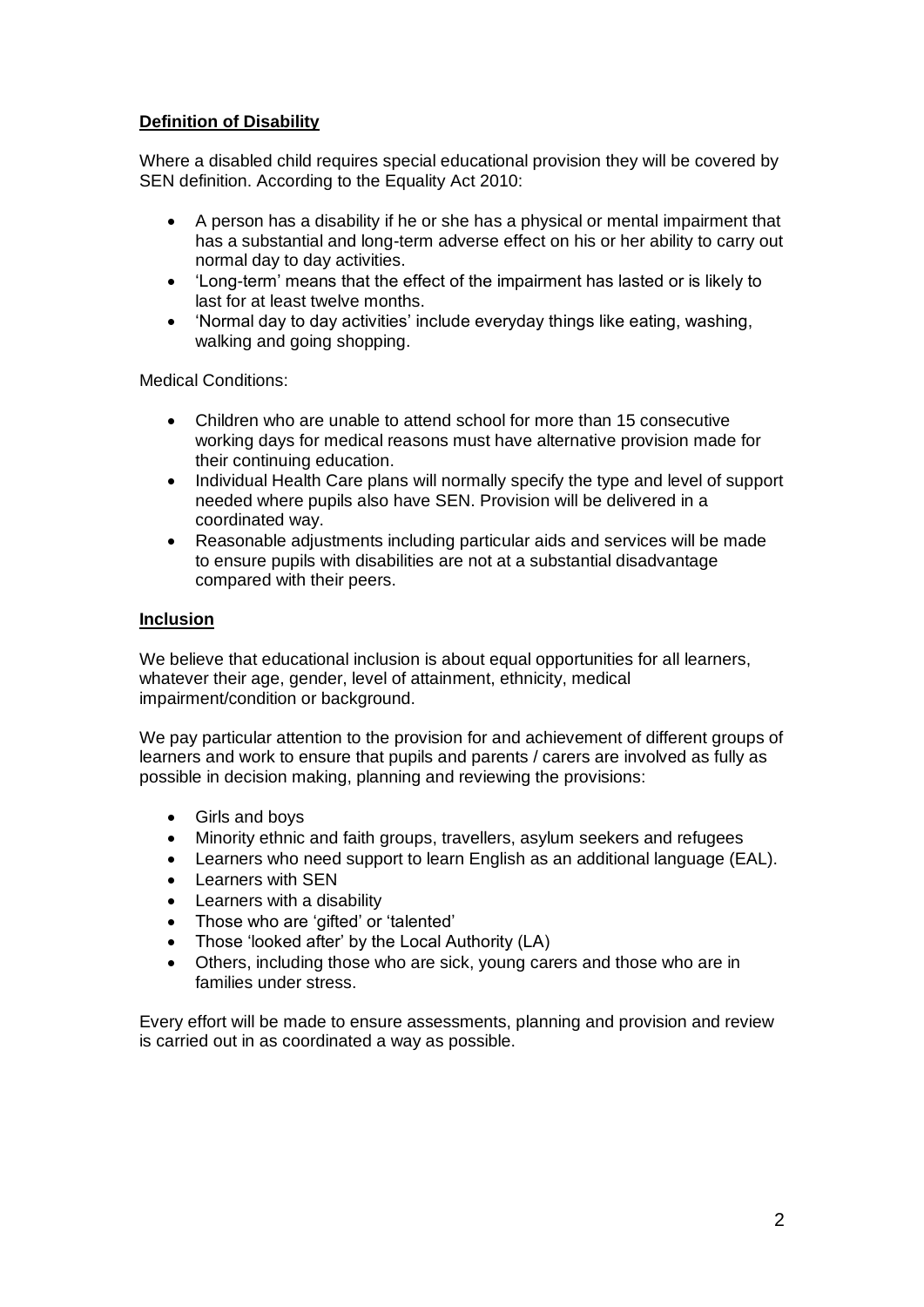## Definition of Disability

Where a disabled child requires special educational provision they will be covered by SEN definition. According to the Equality Act 2010:

- A person has a disability if he or she has a physical or mental impairment that has a substantial and long-term adverse effect on his or her ability to carry out normal day to day activities.
- 'Long-term' means that the effect of the impairment has lasted or is likely to last for at least twelve months.
- 'Normal day to day activities' include everyday things like eating, washing, walking and going shopping.

Medical Conditions:

- Children who are unable to attend school for more than 15 consecutive working days for medical reasons must have alternative provision made for their continuing education.
- Individual Health Care plans will normally specify the type and level of support needed where pupils also have SEN. Provision will be delivered in a coordinated way.
- Reasonable adjustments including particular aids and services will be made to ensure pupils with disabilities are not at a substantial disadvantage compared with their peers.

## Inclusion

We believe that educational inclusion is about equal opportunities for all learners, whatever their age, gender, level of attainment, ethnicity, medical impairment/condition or background.

We pay particular attention to the provision for and achievement of different groups of learners and work to ensure that pupils and parents / carers are involved as fully as possible in decision making, planning and reviewing the provisions:

- Girls and boys
- Minority ethnic and faith groups, travellers, asylum seekers and refugees
- Learners who need support to learn English as an additional language (EAL).
- Learners with SEN
- Learners with a disability
- Those who are 'gifted' or 'talented'
- Those 'looked after' by the Local Authority (LA)
- Others, including those who are sick, young carers and those who are in families under stress.

Every effort will be made to ensure assessments, planning and provision and review is carried out in as coordinated a way as possible.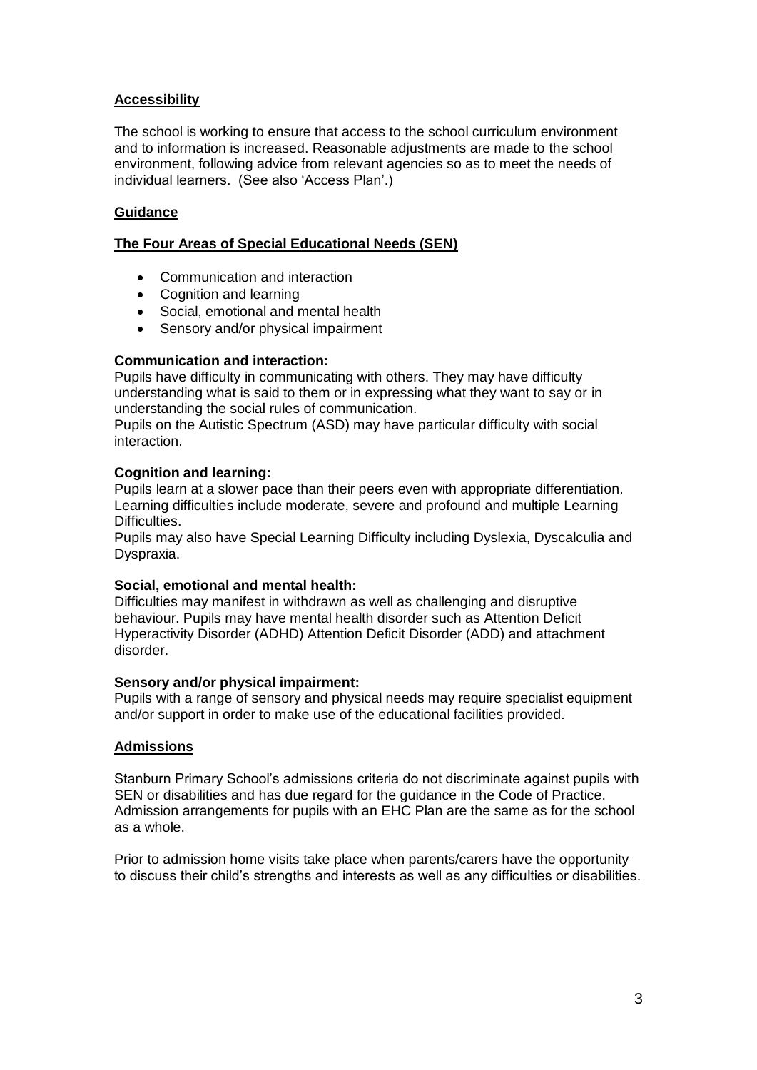## Accessibility

The school is working to ensure that access to the school curriculum environment and to information is increased. Reasonable adjustments are made to the school environment, following advice from relevant agencies so as to meet the needs of individual learners. (See also 'Access Plan'.)

## Guidance

## The Four Areas of Special Educational Needs (SEN)

- Communication and interaction
- Cognition and learning
- Social, emotional and mental health
- Sensory and/or physical impairment

### Communication and interaction:

Pupils have difficulty in communicating with others. They may have difficulty understanding what is said to them or in expressing what they want to say or in understanding the social rules of communication.

Pupils on the Autistic Spectrum (ASD) may have particular difficulty with social interaction.

### Cognition and learning:

Pupils learn at a slower pace than their peers even with appropriate differentiation. Learning difficulties include moderate, severe and profound and multiple Learning Difficulties.

Pupils may also have Special Learning Difficulty including Dyslexia, Dyscalculia and Dyspraxia.

### Social, emotional and mental health:

Difficulties may manifest in withdrawn as well as challenging and disruptive behaviour. Pupils may have mental health disorder such as Attention Deficit Hyperactivity Disorder (ADHD) Attention Deficit Disorder (ADD) and attachment disorder.

### Sensory and/or physical impairment:

Pupils with a range of sensory and physical needs may require specialist equipment and/or support in order to make use of the educational facilities provided.

## Admissions

Stanburn Primary School's admissions criteria do not discriminate against pupils with SEN or disabilities and has due regard for the guidance in the Code of Practice. Admission arrangements for pupils with an EHC Plan are the same as for the school as a whole.

Prior to admission home visits take place when parents/carers have the opportunity to discuss their child's strengths and interests as well as any difficulties or disabilities.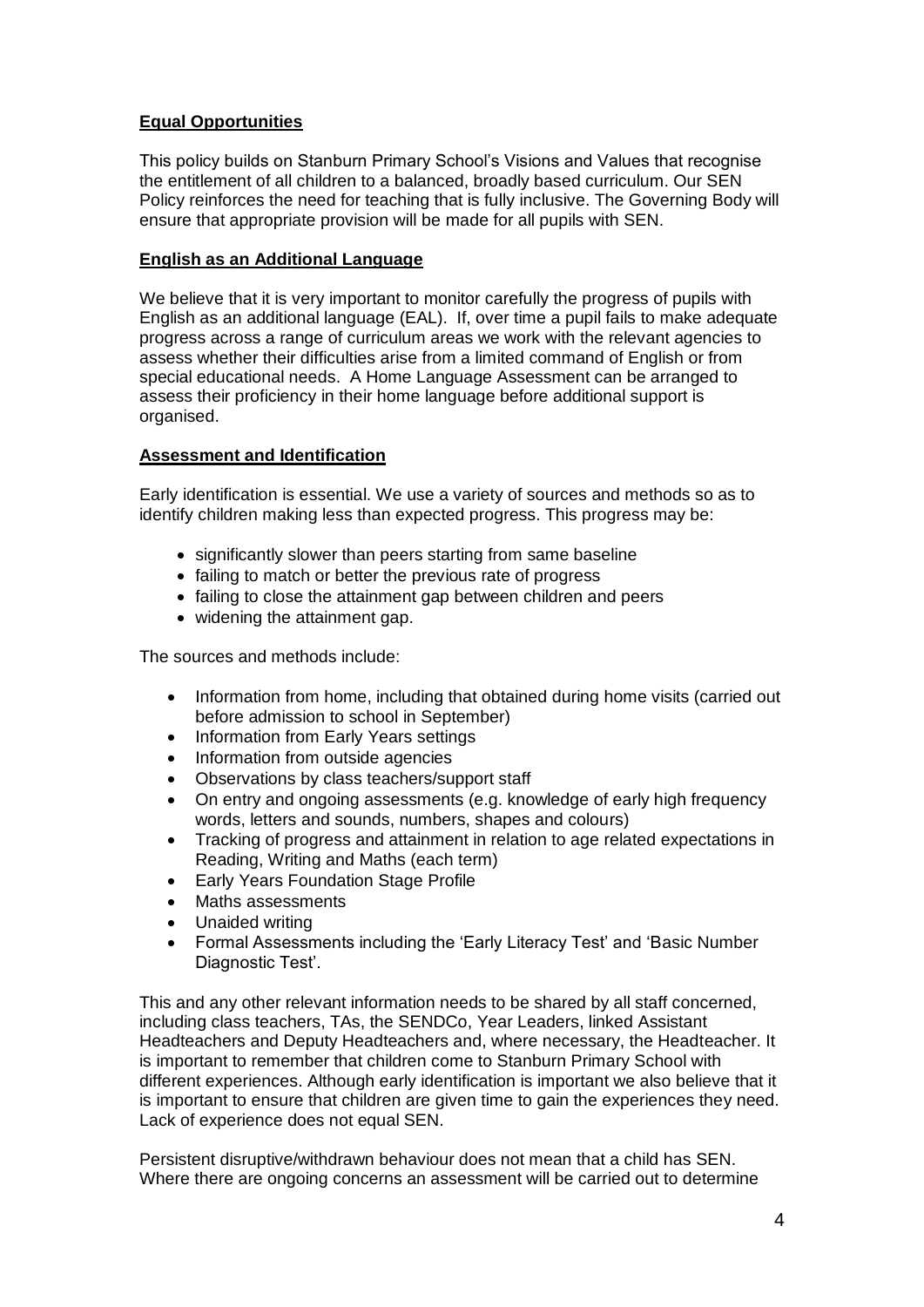## Equal Opportunities

This policy builds on Stanburn Primary School's Visions and Values that recognise the entitlement of all children to a balanced, broadly based curriculum. Our SEN Policy reinforces the need for teaching that is fully inclusive. The Governing Body will ensure that appropriate provision will be made for all pupils with SEN.

## English as an Additional Language

We believe that it is very important to monitor carefully the progress of pupils with English as an additional language (EAL). If, over time a pupil fails to make adequate progress across a range of curriculum areas we work with the relevant agencies to assess whether their difficulties arise from a limited command of English or from special educational needs. A Home Language Assessment can be arranged to assess their proficiency in their home language before additional support is organised.

## Assessment and Identification

Early identification is essential. We use a variety of sources and methods so as to identify children making less than expected progress. This progress may be:

- significantly slower than peers starting from same baseline
- failing to match or better the previous rate of progress
- failing to close the attainment gap between children and peers
- widening the attainment gap.

The sources and methods include:

- Information from home, including that obtained during home visits (carried out before admission to school in September)
- Information from Early Years settings
- Information from outside agencies
- Observations by class teachers/support staff
- On entry and ongoing assessments (e.g. knowledge of early high frequency words, letters and sounds, numbers, shapes and colours)
- Tracking of progress and attainment in relation to age related expectations in Reading, Writing and Maths (each term)
- Early Years Foundation Stage Profile
- Maths assessments
- Unaided writing
- Formal Assessments including the 'Early Literacy Test' and 'Basic Number Diagnostic Test'.

This and any other relevant information needs to be shared by all staff concerned, including class teachers, TAs, the SENDCo, Year Leaders, linked Assistant Headteachers and Deputy Headteachers and, where necessary, the Headteacher. It is important to remember that children come to Stanburn Primary School with different experiences. Although early identification is important we also believe that it is important to ensure that children are given time to gain the experiences they need. Lack of experience does not equal SEN.

Persistent disruptive/withdrawn behaviour does not mean that a child has SEN. Where there are ongoing concerns an assessment will be carried out to determine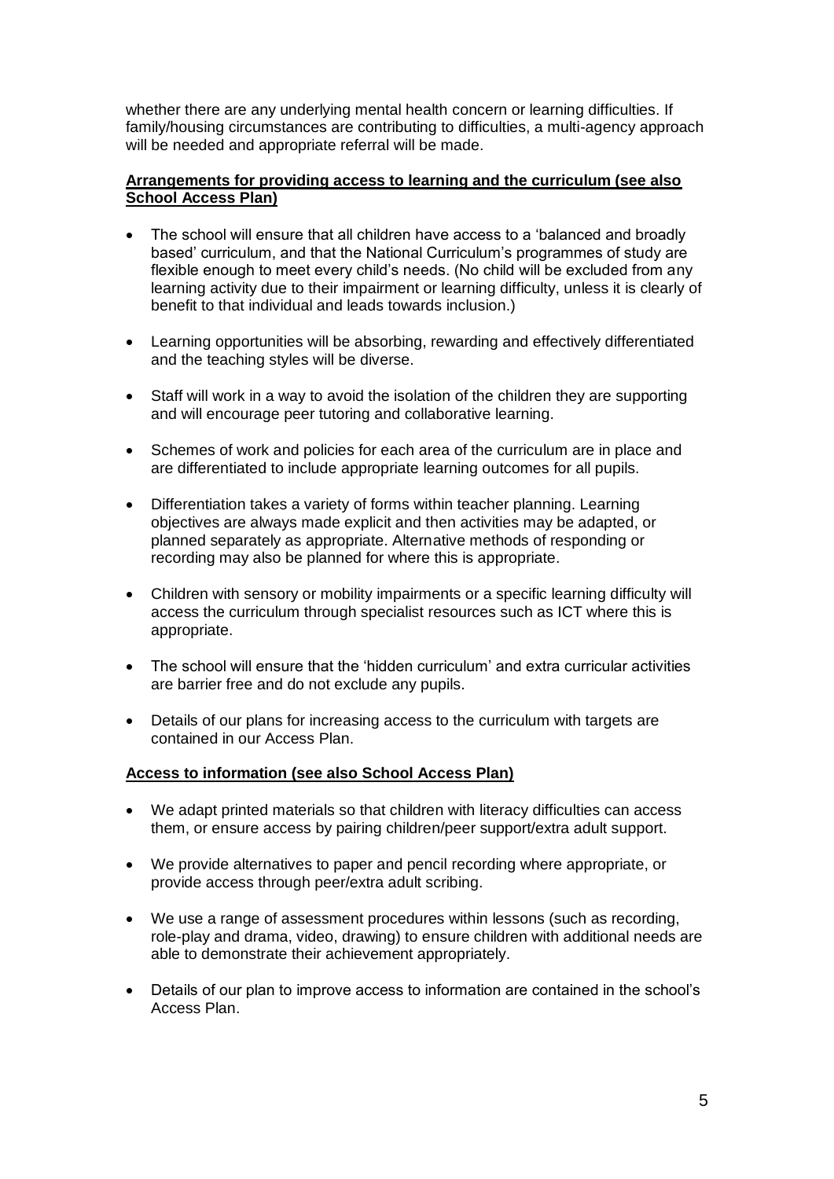whether there are any underlying mental health concern or learning difficulties. If family/housing circumstances are contributing to difficulties, a multi-agency approach will be needed and appropriate referral will be made.

**Arrangements for providing access to learning and the curriculum (see also School Access Plan)**

- The school will ensure that all children have access to a 'balanced and broadly based' curriculum, and that the National Curriculum's programmes of study are flexible enough to meet every child's needs. (No child will be excluded from any learning activity due to their impairment or learning difficulty, unless it is clearly of benefit to that individual and leads towards inclusion.)
- Learning opportunities will be absorbing, rewarding and effectively differentiated and the teaching styles will be diverse.
- Staff will work in a way to avoid the isolation of the children they are supporting and will encourage peer tutoring and collaborative learning.
- Schemes of work and policies for each area of the curriculum are in place and are differentiated to include appropriate learning outcomes for all pupils.
- Differentiation takes a variety of forms within teacher planning. Learning objectives are always made explicit and then activities may be adapted, or planned separately as appropriate. Alternative methods of responding or recording may also be planned for where this is appropriate.
- Children with sensory or mobility impairments or a specific learning difficulty will access the curriculum through specialist resources such as ICT where this is appropriate.
- The school will ensure that the 'hidden curriculum' and extra curricular activities are barrier free and do not exclude any pupils.
- Details of our plans for increasing access to the curriculum with targets are contained in our Access Plan.

**Access to information (see also School Access Plan)**

- We adapt printed materials so that children with literacy difficulties can access them, or ensure access by pairing children/peer support/extra adult support.
- We provide alternatives to paper and pencil recording where appropriate, or provide access through peer/extra adult scribing.
- We use a range of assessment procedures within lessons (such as recording, role-play and drama, video, drawing) to ensure children with additional needs are able to demonstrate their achievement appropriately.
- Details of our plan to improve access to information are contained in the school's Access Plan.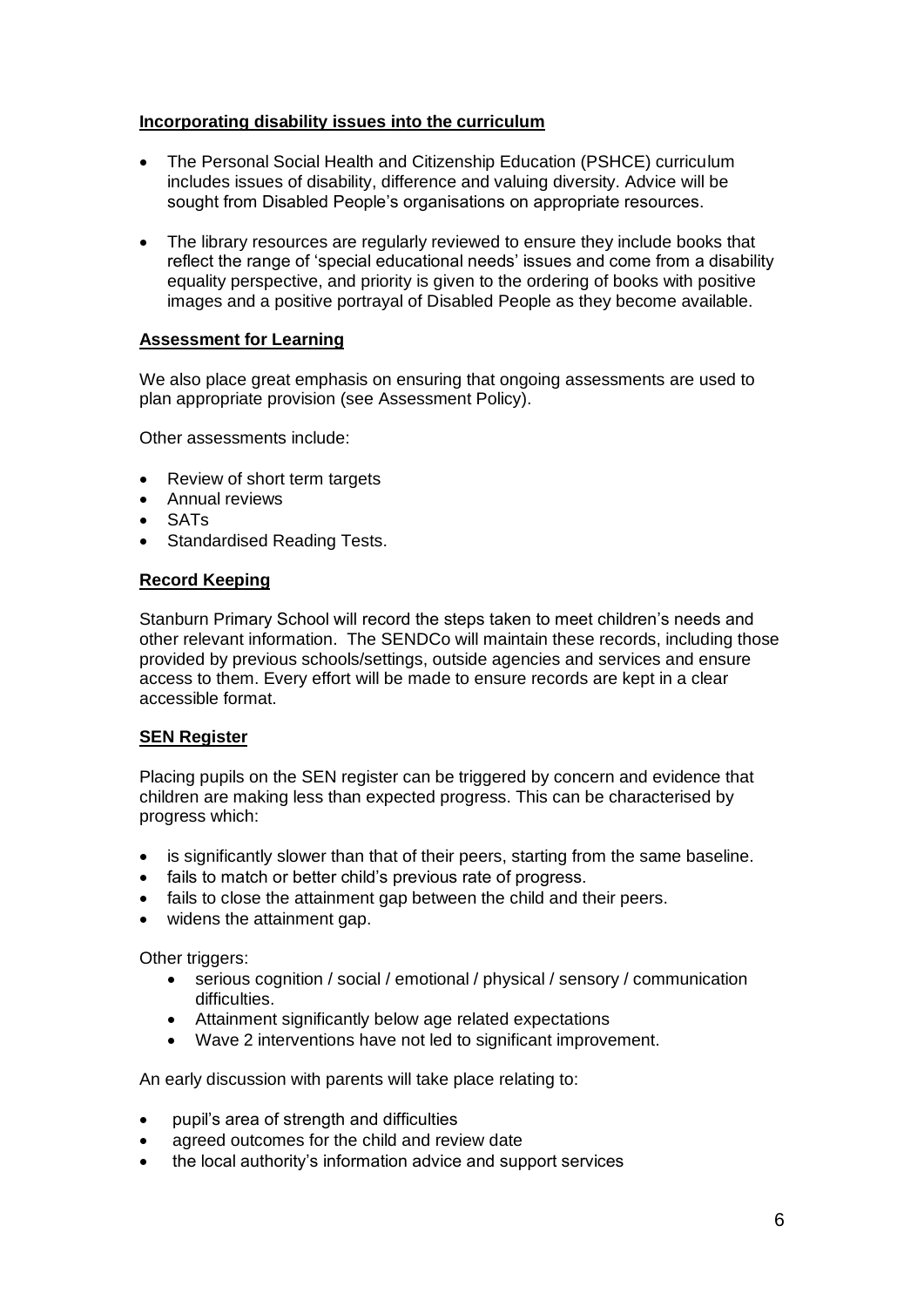## Incorporating disability issues into the curriculum

- The Personal Social Health and Citizenship Education (PSHCE) curriculum includes issues of disability, difference and valuing diversity. Advice will be sought from Disabled People's organisations on appropriate resources.
- The library resources are regularly reviewed to ensure they include books that reflect the range of 'special educational needs' issues and come from a disability equality perspective, and priority is given to the ordering of books with positive images and a positive portrayal of Disabled People as they become available.

## Assessment for Learning

We also place great emphasis on ensuring that ongoing assessments are used to plan appropriate provision (see Assessment Policy).

Other assessments include:

- Review of short term targets
- Annual reviews
- SATs
- Standardised Reading Tests.

## Record Keeping

Stanburn Primary School will record the steps taken to meet children's needs and other relevant information. The SENDCo will maintain these records, including those provided by previous schools/settings, outside agencies and services and ensure access to them. Every effort will be made to ensure records are kept in a clear accessible format.

## SEN Register

Placing pupils on the SEN register can be triggered by concern and evidence that children are making less than expected progress. This can be characterised by progress which:

- is significantly slower than that of their peers, starting from the same baseline.
- fails to match or better child's previous rate of progress.
- fails to close the attainment gap between the child and their peers.
- widens the attainment gap.

Other triggers:

- serious cognition / social / emotional / physical / sensory / communication difficulties.
- Attainment significantly below age related expectations
- Wave 2 interventions have not led to significant improvement.

An early discussion with parents will take place relating to:

- pupil's area of strength and difficulties
- agreed outcomes for the child and review date
- the local authority's information advice and support services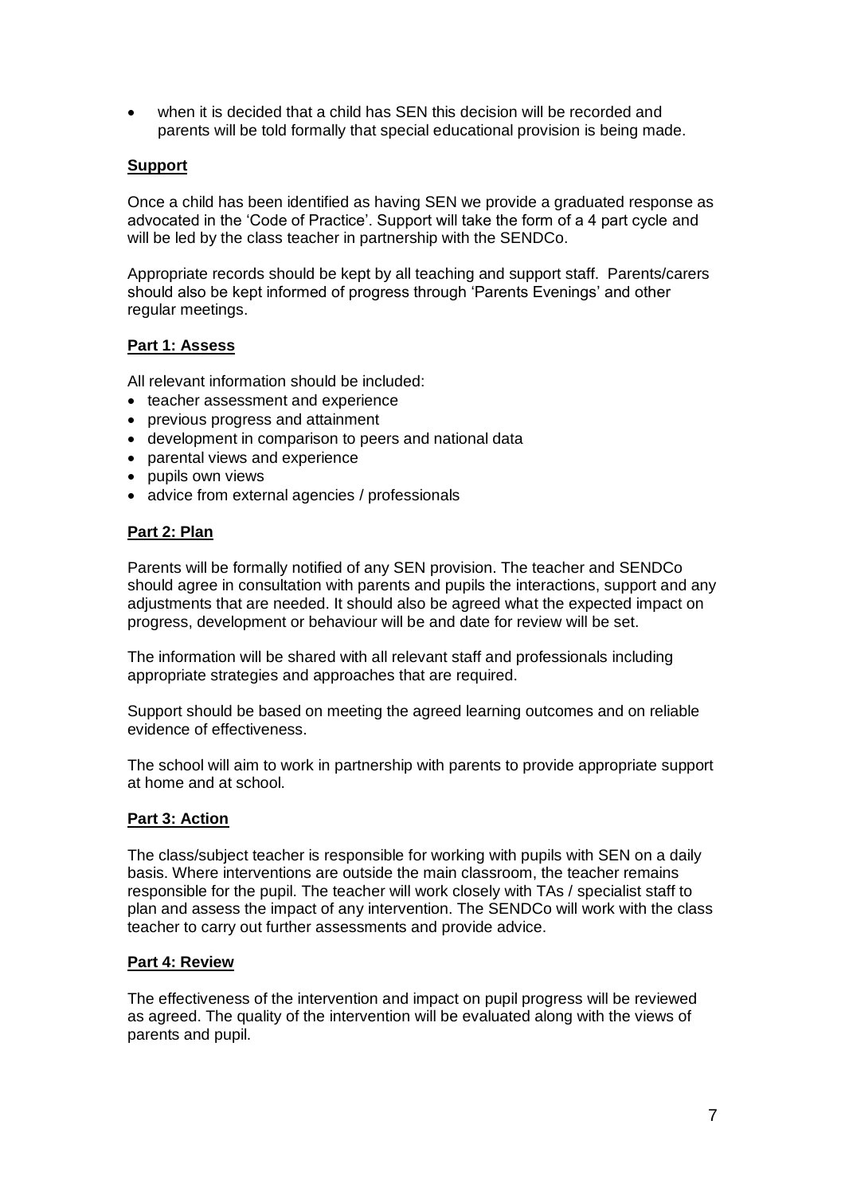- when it is decided that a child has SEN this decision will be recorded and parents will be told formally that special educational provision is being made.

## Support

Once a child has been identified as having SEN we provide a graduated response as advocated in the 'Code of Practice'. Support will take the form of a 4 part cycle and will be led by the class teacher in partnership with the SENDCo.

Appropriate records should be kept by all teaching and support staff. Parents/carers should also be kept informed of progress through 'Parents Evenings' and other regular meetings.

### Part 1: Assess

All relevant information should be included:

- teacher assessment and experience
- previous progress and attainment
- development in comparison to peers and national data
- parental views and experience
- pupils own views
- advice from external agencies / professionals

### Part 2: Plan

Parents will be formally notified of any SEN provision. The teacher and SENDCo should agree in consultation with parents and pupils the interactions, support and any adjustments that are needed. It should also be agreed what the expected impact on progress, development or behaviour will be and date for review will be set.

The information will be shared with all relevant staff and professionals including appropriate strategies and approaches that are required.

Support should be based on meeting the agreed learning outcomes and on reliable evidence of effectiveness.

The school will aim to work in partnership with parents to provide appropriate support at home and at school.

### Part 3: Action

The class/subject teacher is responsible for working with pupils with SEN on a daily basis. Where interventions are outside the main classroom, the teacher remains responsible for the pupil. The teacher will work closely with TAs / specialist staff to plan and assess the impact of any intervention. The SENDCo will work with the class teacher to carry out further assessments and provide advice.

### Part 4: Review

The effectiveness of the intervention and impact on pupil progress will be reviewed as agreed. The quality of the intervention will be evaluated along with the views of parents and pupil.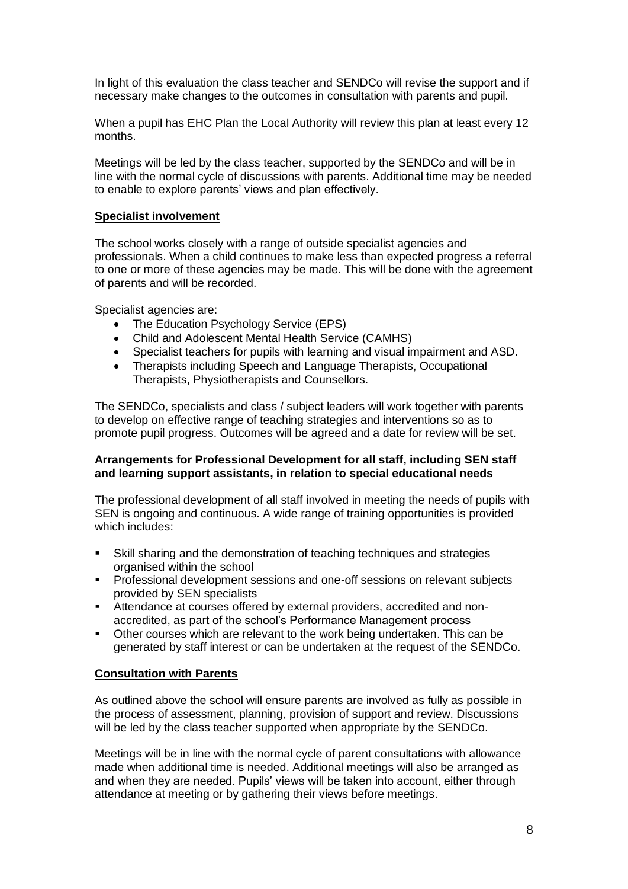In light of this evaluation the class teacher and SENDCo will revise the support and if necessary make changes to the outcomes in consultation with parents and pupil.

When a pupil has EHC Plan the Local Authority will review this plan at least every 12 months.

Meetings will be led by the class teacher, supported by the SENDCo and will be in line with the normal cycle of discussions with parents. Additional time may be needed to enable to explore parents' views and plan effectively.

## Specialist involvement

The school works closely with a range of outside specialist agencies and professionals. When a child continues to make less than expected progress a referral to one or more of these agencies may be made. This will be done with the agreement of parents and will be recorded.

Specialist agencies are:

- The Education Psychology Service (EPS)
- Child and Adolescent Mental Health Service (CAMHS)
- Specialist teachers for pupils with learning and visual impairment and ASD.
- Therapists including Speech and Language Therapists, Occupational Therapists, Physiotherapists and Counsellors.

The SENDCo, specialists and class / subject leaders will work together with parents to develop on effective range of teaching strategies and interventions so as to promote pupil progress. Outcomes will be agreed and a date for review will be set.

### Arrangements for Professional Development for all staff, including SEN staff and learning support assistants, in relation to special educational needs

The professional development of all staff involved in meeting the needs of pupils with SEN is ongoing and continuous. A wide range of training opportunities is provided which includes:

- Skill sharing and the demonstration of teaching techniques and strategies organised within the school
- Professional development sessions and one-off sessions on relevant subjects provided by SEN specialists
- Attendance at courses offered by external providers, accredited and non-accredited, as part of the school's Performance Management process
- Other courses which are relevant to the work being undertaken. This can be generated by staff interest or can be undertaken at the request of the SENDCo.

## Consultation with Parents

As outlined above the school will ensure parents are involved as fully as possible in the process of assessment, planning, provision of support and review. Discussions will be led by the class teacher supported when appropriate by the SENDCo.

Meetings will be in line with the normal cycle of parent consultations with allowance made when additional time is needed. Additional meetings will also be arranged as and when they are needed. Pupils' views will be taken into account, either through attendance at meeting or by gathering their views before meetings.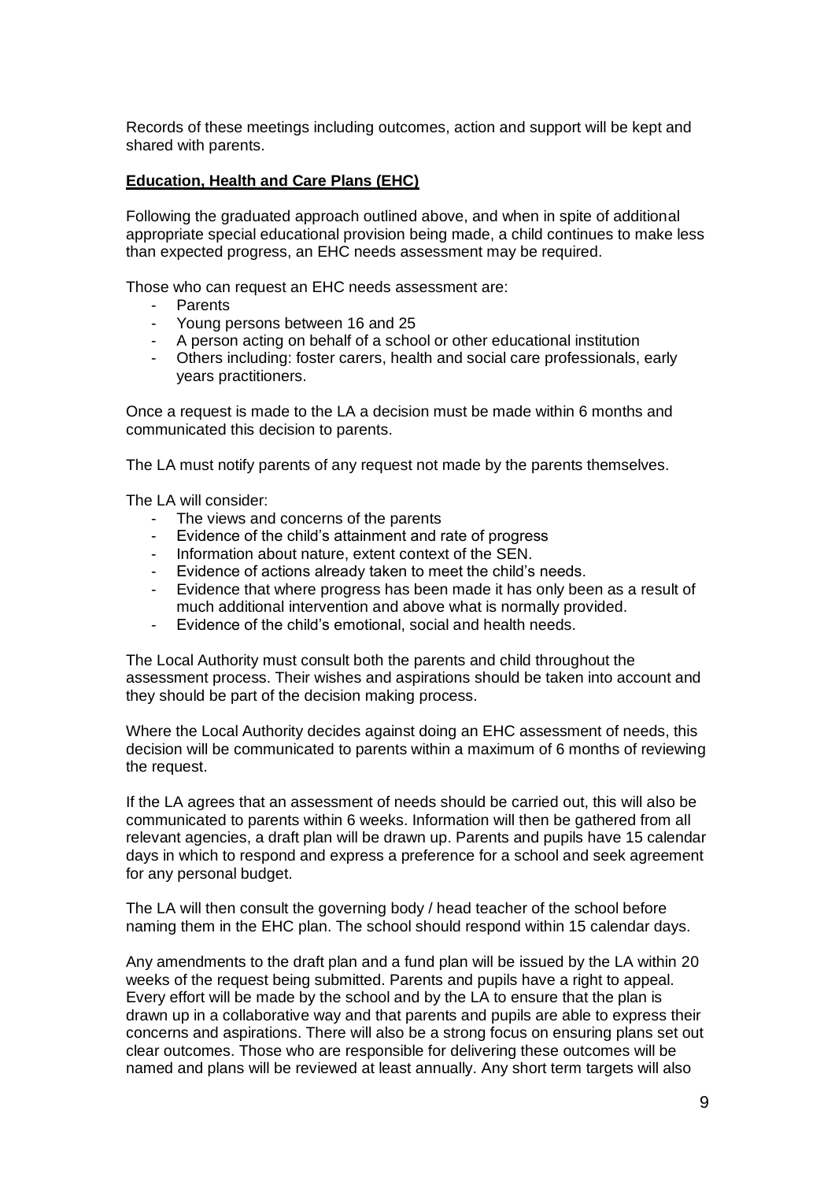Records of these meetings including outcomes, action and support will be kept and shared with parents.

**Education, Health and Care Plans (EHC)**

Following the graduated approach outlined above, and when in spite of additional appropriate special educational provision being made, a child continues to make less than expected progress, an EHC needs assessment may be required.

Those who can request an EHC needs assessment are:

- Parents
- Young persons between 16 and 25
- A person acting on behalf of a school or other educational institution
- Others including: foster carers, health and social care professionals, early years practitioners.

Once a request is made to the LA a decision must be made within 6 months and communicated this decision to parents.

The LA must notify parents of any request not made by the parents themselves.

The LA will consider:

- The views and concerns of the parents
- Evidence of the child's attainment and rate of progress
- Information about nature, extent context of the SEN.
- Evidence of actions already taken to meet the child's needs.
- Evidence that where progress has been made it has only been as a result of much additional intervention and above what is normally provided.
- Evidence of the child's emotional, social and health needs.

The Local Authority must consult both the parents and child throughout the assessment process. Their wishes and aspirations should be taken into account and they should be part of the decision making process.

Where the Local Authority decides against doing an EHC assessment of needs, this decision will be communicated to parents within a maximum of 6 months of reviewing the request.

If the LA agrees that an assessment of needs should be carried out, this will also be communicated to parents within 6 weeks. Information will then be gathered from all relevant agencies, a draft plan will be drawn up. Parents and pupils have 15 calendar days in which to respond and express a preference for a school and seek agreement for any personal budget.

The LA will then consult the governing body / head teacher of the school before naming them in the EHC plan. The school should respond within 15 calendar days.

Any amendments to the draft plan and a fund plan will be issued by the LA within 20 weeks of the request being submitted. Parents and pupils have a right to appeal. Every effort will be made by the school and by the LA to ensure that the plan is drawn up in a collaborative way and that parents and pupils are able to express their concerns and aspirations. There will also be a strong focus on ensuring plans set out clear outcomes. Those who are responsible for delivering these outcomes will be named and plans will be reviewed at least annually. Any short term targets will also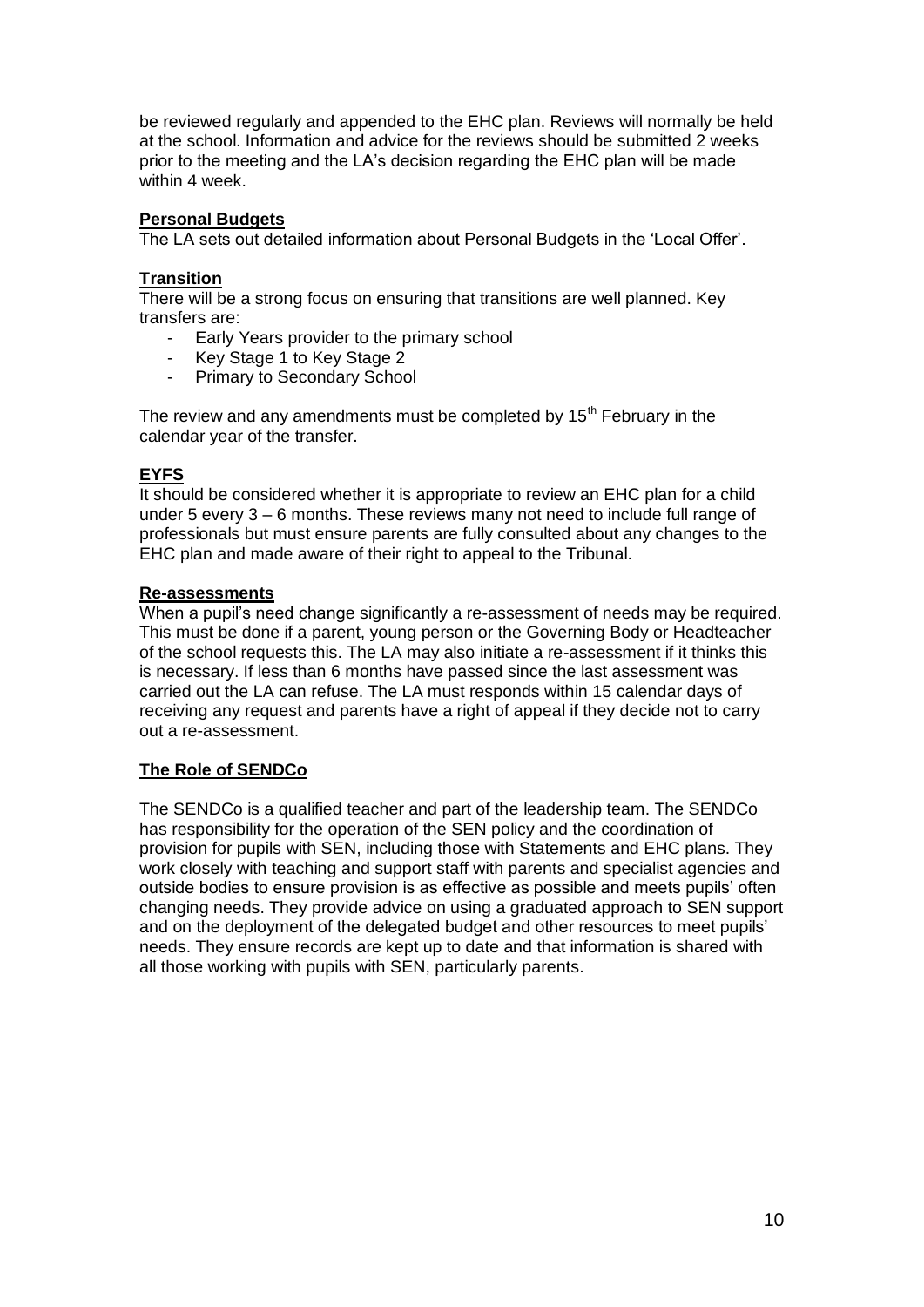be reviewed regularly and appended to the EHC plan. Reviews will normally be held at the school. Information and advice for the reviews should be submitted 2 weeks prior to the meeting and the LA's decision regarding the EHC plan will be made within 4 week.

**Personal Budgets**

The LA sets out detailed information about Personal Budgets in the 'Local Offer'.

**Transition**

There will be a strong focus on ensuring that transitions are well planned. Key transfers are:

- Early Years provider to the primary school
- Key Stage 1 to Key Stage 2
- Primary to Secondary School

The review and any amendments must be completed by 15th February in the calendar year of the transfer.

**EYFS**

It should be considered whether it is appropriate to review an EHC plan for a child under 5 every 3 – 6 months. These reviews many not need to include full range of professionals but must ensure parents are fully consulted about any changes to the EHC plan and made aware of their right to appeal to the Tribunal.

**Re-assessments**

When a pupil's need change significantly a re-assessment of needs may be required. This must be done if a parent, young person or the Governing Body or Headteacher of the school requests this. The LA may also initiate a re-assessment if it thinks this is necessary. If less than 6 months have passed since the last assessment was carried out the LA can refuse. The LA must responds within 15 calendar days of receiving any request and parents have a right of appeal if they decide not to carry out a re-assessment.

**The Role of SENDCo**

The SENDCo is a qualified teacher and part of the leadership team. The SENDCo has responsibility for the operation of the SEN policy and the coordination of provision for pupils with SEN, including those with Statements and EHC plans. They work closely with teaching and support staff with parents and specialist agencies and outside bodies to ensure provision is as effective as possible and meets pupils' often changing needs. They provide advice on using a graduated approach to SEN support and on the deployment of the delegated budget and other resources to meet pupils' needs. They ensure records are kept up to date and that information is shared with all those working with pupils with SEN, particularly parents.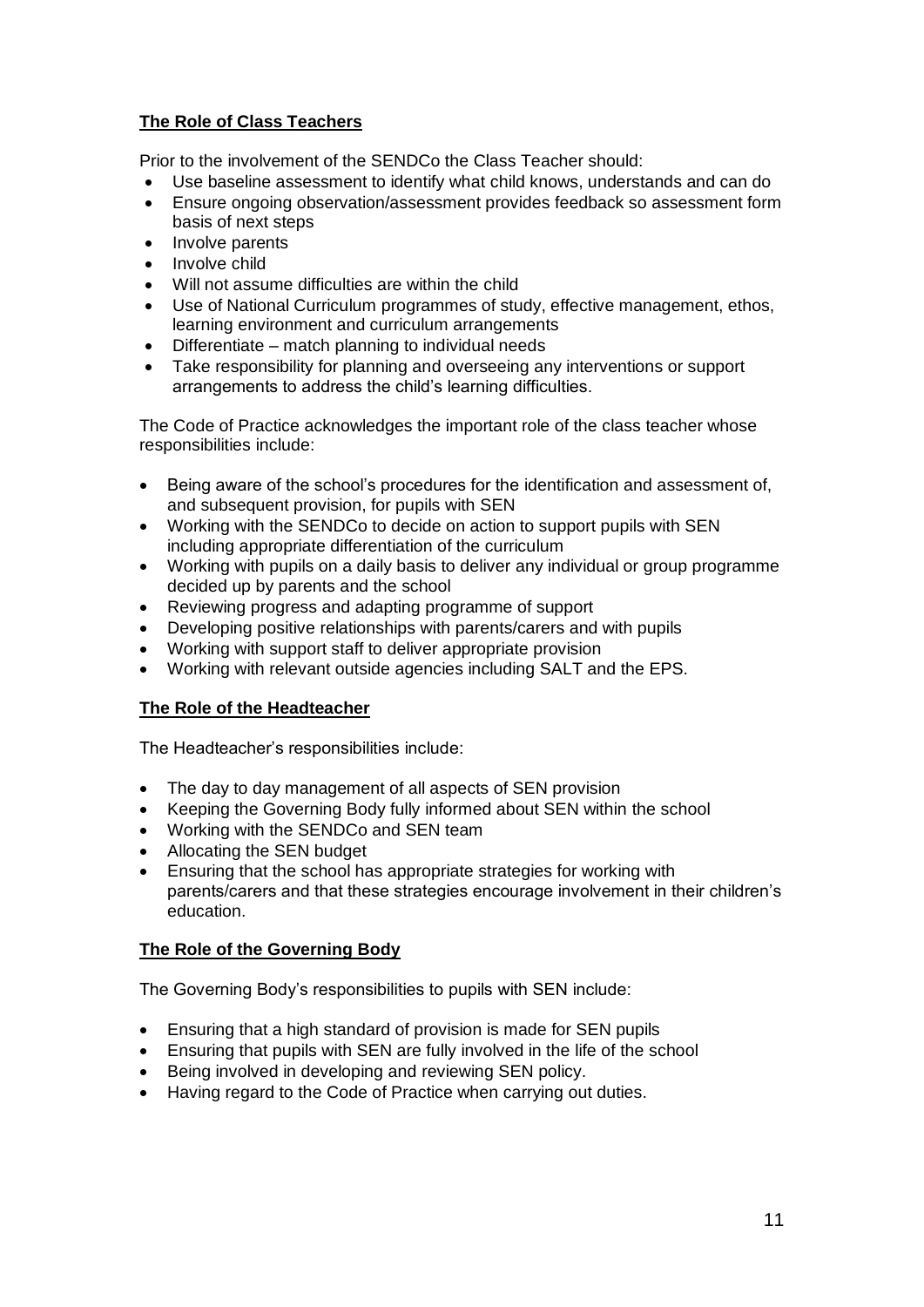## The Role of Class Teachers

Prior to the involvement of the SENDCo the Class Teacher should:

- Use baseline assessment to identify what child knows, understands and can do
- Ensure ongoing observation/assessment provides feedback so assessment form basis of next steps
- Involve parents
- Involve child
- Will not assume difficulties are within the child
- Use of National Curriculum programmes of study, effective management, ethos, learning environment and curriculum arrangements
- Differentiate – match planning to individual needs
- Take responsibility for planning and overseeing any interventions or support arrangements to address the child's learning difficulties.

The Code of Practice acknowledges the important role of the class teacher whose responsibilities include:

- Being aware of the school's procedures for the identification and assessment of, and subsequent provision, for pupils with SEN
- Working with the SENDCo to decide on action to support pupils with SEN including appropriate differentiation of the curriculum
- Working with pupils on a daily basis to deliver any individual or group programme decided up by parents and the school
- Reviewing progress and adapting programme of support
- Developing positive relationships with parents/carers and with pupils
- Working with support staff to deliver appropriate provision
- Working with relevant outside agencies including SALT and the EPS.

## The Role of the Headteacher

The Headteacher's responsibilities include:

- The day to day management of all aspects of SEN provision
- Keeping the Governing Body fully informed about SEN within the school
- Working with the SENDCo and SEN team
- Allocating the SEN budget
- Ensuring that the school has appropriate strategies for working with parents/carers and that these strategies encourage involvement in their children's education.

## The Role of the Governing Body

The Governing Body's responsibilities to pupils with SEN include:

- Ensuring that a high standard of provision is made for SEN pupils
- Ensuring that pupils with SEN are fully involved in the life of the school
- Being involved in developing and reviewing SEN policy.
- Having regard to the Code of Practice when carrying out duties.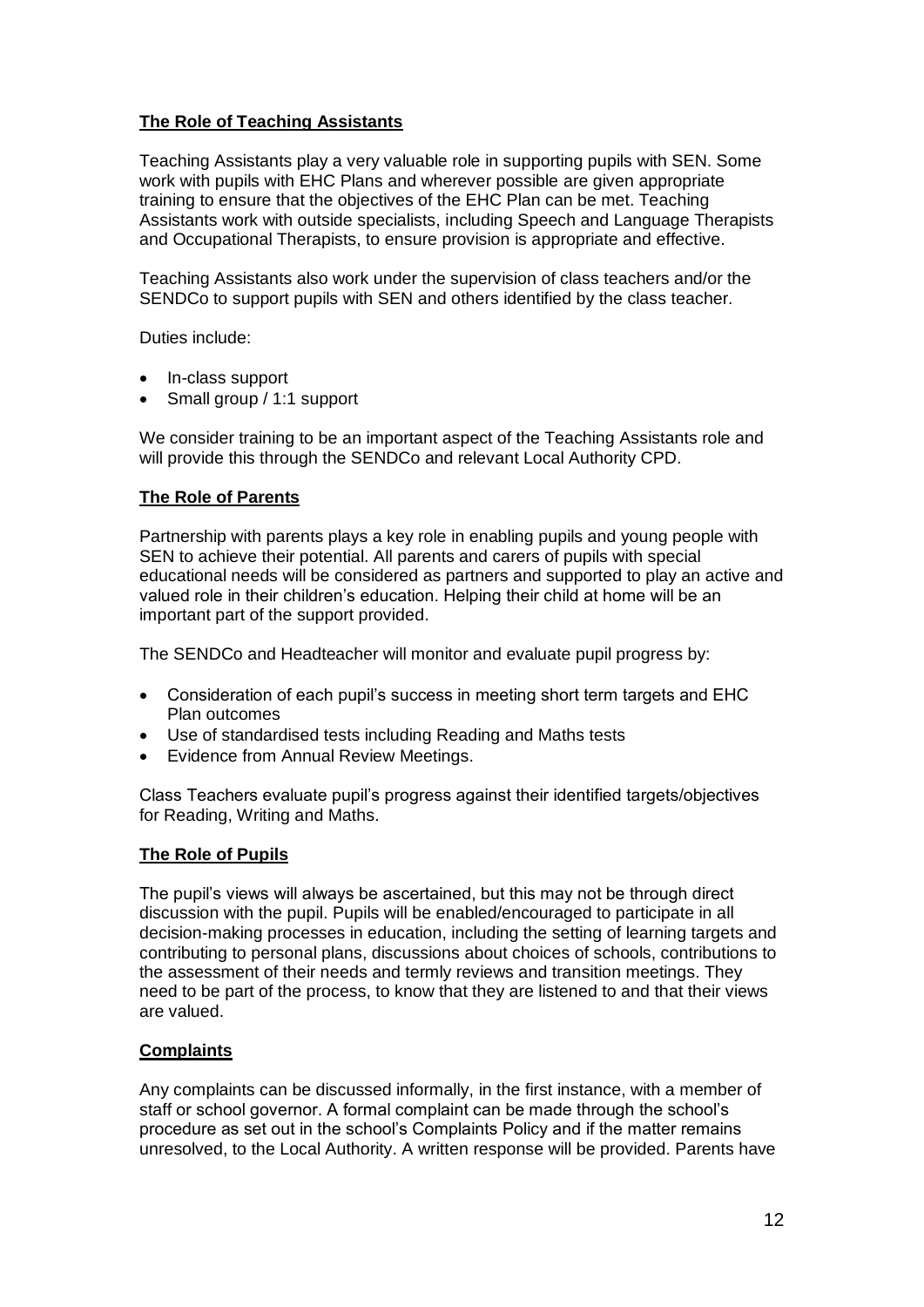## The Role of Teaching Assistants

Teaching Assistants play a very valuable role in supporting pupils with SEN. Some work with pupils with EHC Plans and wherever possible are given appropriate training to ensure that the objectives of the EHC Plan can be met. Teaching Assistants work with outside specialists, including Speech and Language Therapists and Occupational Therapists, to ensure provision is appropriate and effective.

Teaching Assistants also work under the supervision of class teachers and/or the SENDCo to support pupils with SEN and others identified by the class teacher.

Duties include:

- In-class support
- Small group / 1:1 support

We consider training to be an important aspect of the Teaching Assistants role and will provide this through the SENDCo and relevant Local Authority CPD.

## The Role of Parents

Partnership with parents plays a key role in enabling pupils and young people with SEN to achieve their potential. All parents and carers of pupils with special educational needs will be considered as partners and supported to play an active and valued role in their children's education. Helping their child at home will be an important part of the support provided.

The SENDCo and Headteacher will monitor and evaluate pupil progress by:

- Consideration of each pupil's success in meeting short term targets and EHC Plan outcomes
- Use of standardised tests including Reading and Maths tests
- Evidence from Annual Review Meetings.

Class Teachers evaluate pupil's progress against their identified targets/objectives for Reading, Writing and Maths.

## The Role of Pupils

The pupil's views will always be ascertained, but this may not be through direct discussion with the pupil. Pupils will be enabled/encouraged to participate in all decision-making processes in education, including the setting of learning targets and contributing to personal plans, discussions about choices of schools, contributions to the assessment of their needs and termly reviews and transition meetings. They need to be part of the process, to know that they are listened to and that their views are valued.

## Complaints

Any complaints can be discussed informally, in the first instance, with a member of staff or school governor. A formal complaint can be made through the school's procedure as set out in the school's Complaints Policy and if the matter remains unresolved, to the Local Authority. A written response will be provided. Parents have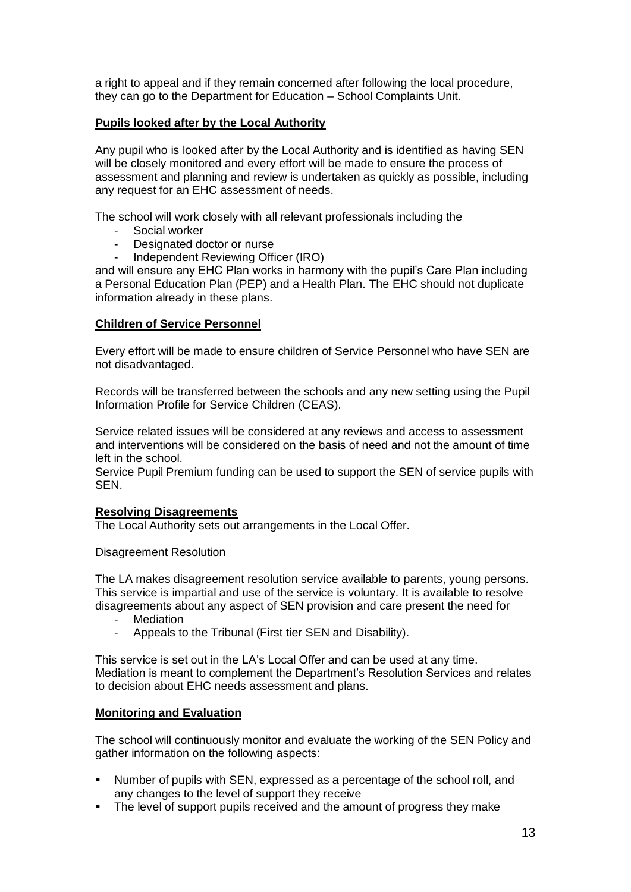a right to appeal and if they remain concerned after following the local procedure, they can go to the Department for Education – School Complaints Unit.

## Pupils looked after by the Local Authority

Any pupil who is looked after by the Local Authority and is identified as having SEN will be closely monitored and every effort will be made to ensure the process of assessment and planning and review is undertaken as quickly as possible, including any request for an EHC assessment of needs.

The school will work closely with all relevant professionals including the

- Social worker
- Designated doctor or nurse
- Independent Reviewing Officer (IRO)

and will ensure any EHC Plan works in harmony with the pupil's Care Plan including a Personal Education Plan (PEP) and a Health Plan. The EHC should not duplicate information already in these plans.

## Children of Service Personnel

Every effort will be made to ensure children of Service Personnel who have SEN are not disadvantaged.

Records will be transferred between the schools and any new setting using the Pupil Information Profile for Service Children (CEAS).

Service related issues will be considered at any reviews and access to assessment and interventions will be considered on the basis of need and not the amount of time left in the school.
Service Pupil Premium funding can be used to support the SEN of service pupils with SEN.

## Resolving Disagreements

The Local Authority sets out arrangements in the Local Offer.

Disagreement Resolution

The LA makes disagreement resolution service available to parents, young persons. This service is impartial and use of the service is voluntary. It is available to resolve disagreements about any aspect of SEN provision and care present the need for

- Mediation
- Appeals to the Tribunal (First tier SEN and Disability).

This service is set out in the LA's Local Offer and can be used at any time. Mediation is meant to complement the Department's Resolution Services and relates to decision about EHC needs assessment and plans.

## Monitoring and Evaluation

The school will continuously monitor and evaluate the working of the SEN Policy and gather information on the following aspects:

- Number of pupils with SEN, expressed as a percentage of the school roll, and any changes to the level of support they receive
- The level of support pupils received and the amount of progress they make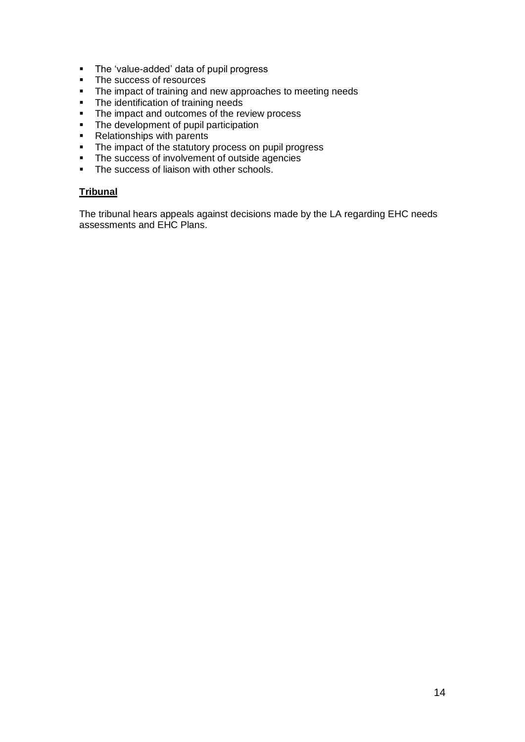- The 'value-added' data of pupil progress
- The success of resources
- The impact of training and new approaches to meeting needs
- The identification of training needs
- The impact and outcomes of the review process
- The development of pupil participation
- Relationships with parents
- The impact of the statutory process on pupil progress
- The success of involvement of outside agencies
- The success of liaison with other schools.

**Tribunal**

The tribunal hears appeals against decisions made by the LA regarding EHC needs assessments and EHC Plans.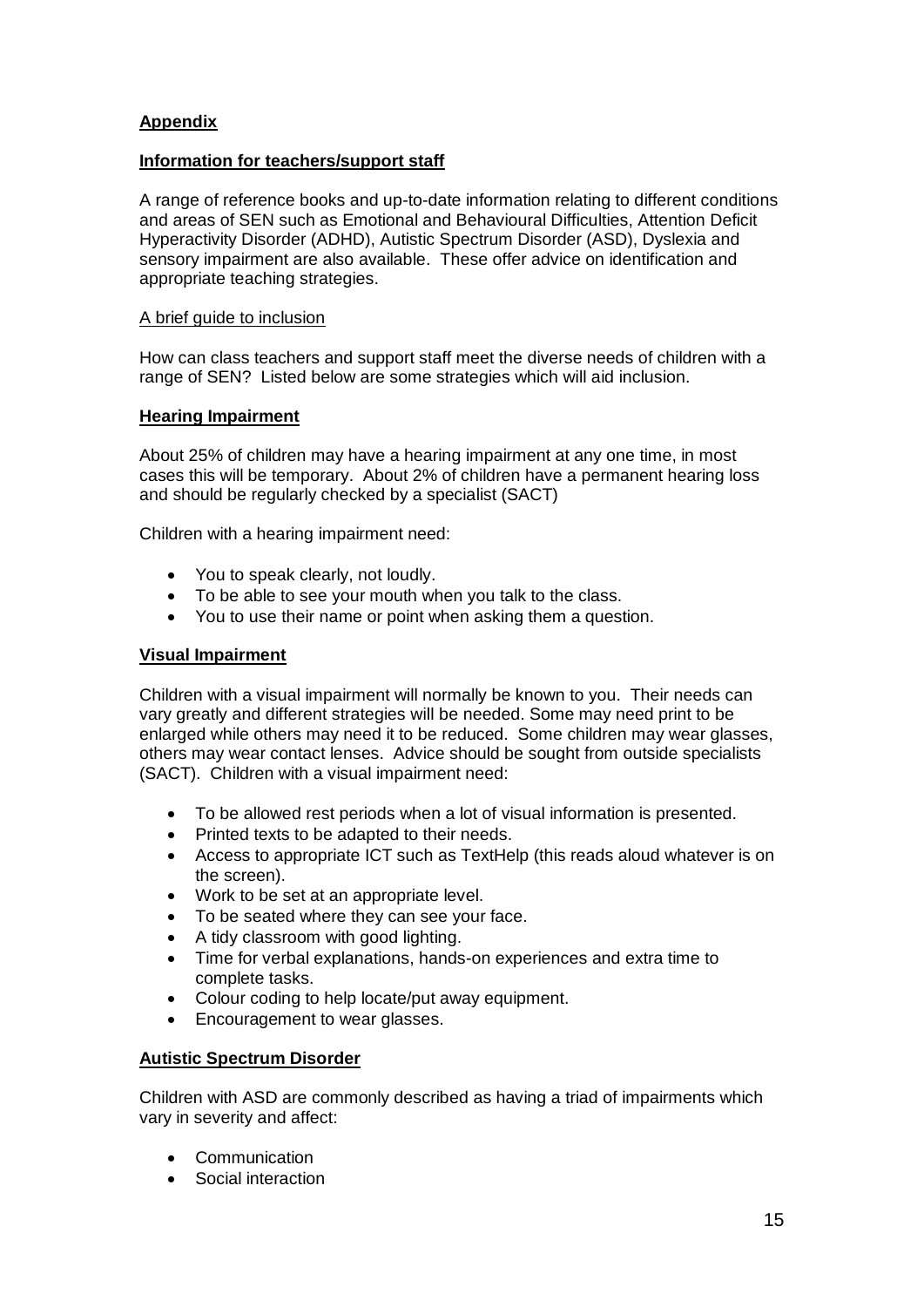## **Appendix**

### **Information for teachers/support staff**

A range of reference books and up-to-date information relating to different conditions and areas of SEN such as Emotional and Behavioural Difficulties, Attention Deficit Hyperactivity Disorder (ADHD), Autistic Spectrum Disorder (ASD), Dyslexia and sensory impairment are also available. These offer advice on identification and appropriate teaching strategies.

#### A brief guide to inclusion

How can class teachers and support staff meet the diverse needs of children with a range of SEN? Listed below are some strategies which will aid inclusion.

### **Hearing Impairment**

About 25% of children may have a hearing impairment at any one time, in most cases this will be temporary. About 2% of children have a permanent hearing loss and should be regularly checked by a specialist (SACT)

Children with a hearing impairment need:

- You to speak clearly, not loudly.
- To be able to see your mouth when you talk to the class.
- You to use their name or point when asking them a question.

### **Visual Impairment**

Children with a visual impairment will normally be known to you. Their needs can vary greatly and different strategies will be needed. Some may need print to be enlarged while others may need it to be reduced. Some children may wear glasses, others may wear contact lenses. Advice should be sought from outside specialists (SACT). Children with a visual impairment need:

- To be allowed rest periods when a lot of visual information is presented.
- Printed texts to be adapted to their needs.
- Access to appropriate ICT such as TextHelp (this reads aloud whatever is on the screen).
- Work to be set at an appropriate level.
- To be seated where they can see your face.
- A tidy classroom with good lighting.
- Time for verbal explanations, hands-on experiences and extra time to complete tasks.
- Colour coding to help locate/put away equipment.
- Encouragement to wear glasses.

### **Autistic Spectrum Disorder**

Children with ASD are commonly described as having a triad of impairments which vary in severity and affect:

- Communication
- Social interaction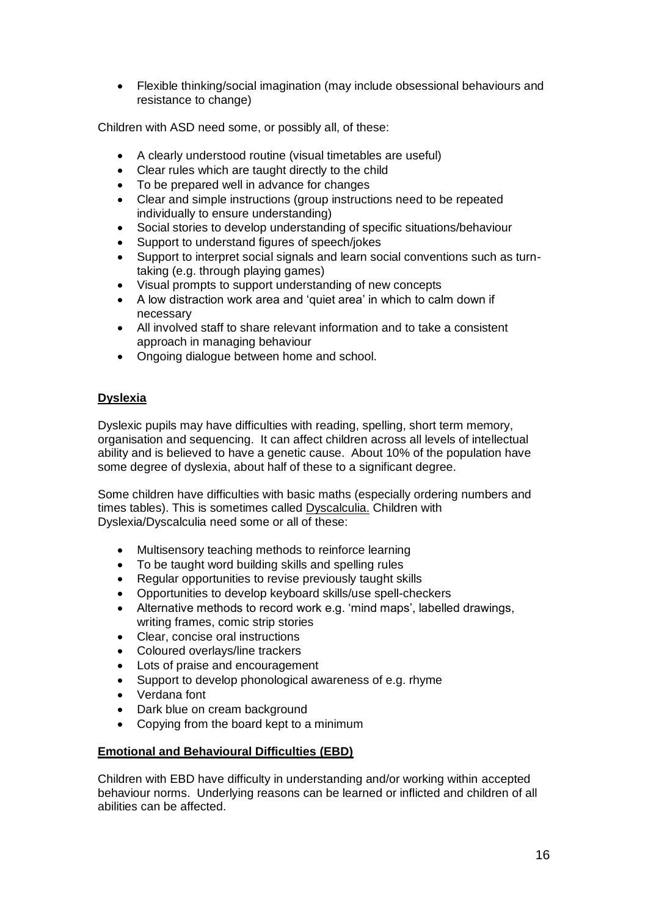- Flexible thinking/social imagination (may include obsessional behaviours and resistance to change)

Children with ASD need some, or possibly all, of these:

- A clearly understood routine (visual timetables are useful)
- Clear rules which are taught directly to the child
- To be prepared well in advance for changes
- Clear and simple instructions (group instructions need to be repeated individually to ensure understanding)
- Social stories to develop understanding of specific situations/behaviour
- Support to understand figures of speech/jokes
- Support to interpret social signals and learn social conventions such as turn-taking (e.g. through playing games)
- Visual prompts to support understanding of new concepts
- A low distraction work area and 'quiet area' in which to calm down if necessary
- All involved staff to share relevant information and to take a consistent approach in managing behaviour
- Ongoing dialogue between home and school.

## Dyslexia

Dyslexic pupils may have difficulties with reading, spelling, short term memory, organisation and sequencing. It can affect children across all levels of intellectual ability and is believed to have a genetic cause. About 10% of the population have some degree of dyslexia, about half of these to a significant degree.

Some children have difficulties with basic maths (especially ordering numbers and times tables). This is sometimes called Dyscalculia. Children with Dyslexia/Dyscalculia need some or all of these:

- Multisensory teaching methods to reinforce learning
- To be taught word building skills and spelling rules
- Regular opportunities to revise previously taught skills
- Opportunities to develop keyboard skills/use spell-checkers
- Alternative methods to record work e.g. 'mind maps', labelled drawings, writing frames, comic strip stories
- Clear, concise oral instructions
- Coloured overlays/line trackers
- Lots of praise and encouragement
- Support to develop phonological awareness of e.g. rhyme
- Verdana font
- Dark blue on cream background
- Copying from the board kept to a minimum

## Emotional and Behavioural Difficulties (EBD)

Children with EBD have difficulty in understanding and/or working within accepted behaviour norms. Underlying reasons can be learned or inflicted and children of all abilities can be affected.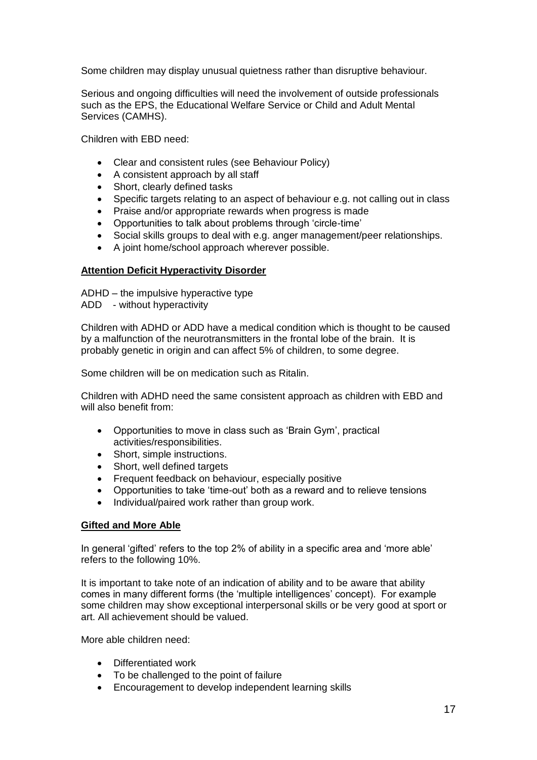Some children may display unusual quietness rather than disruptive behaviour.

Serious and ongoing difficulties will need the involvement of outside professionals such as the EPS, the Educational Welfare Service or Child and Adult Mental Services (CAMHS).

Children with EBD need:

- Clear and consistent rules (see Behaviour Policy)
- A consistent approach by all staff
- Short, clearly defined tasks
- Specific targets relating to an aspect of behaviour e.g. not calling out in class
- Praise and/or appropriate rewards when progress is made
- Opportunities to talk about problems through 'circle-time'
- Social skills groups to deal with e.g. anger management/peer relationships.
- A joint home/school approach wherever possible.

**Attention Deficit Hyperactivity Disorder**

ADHD – the impulsive hyperactive type
ADD - without hyperactivity

Children with ADHD or ADD have a medical condition which is thought to be caused by a malfunction of the neurotransmitters in the frontal lobe of the brain. It is probably genetic in origin and can affect 5% of children, to some degree.

Some children will be on medication such as Ritalin.

Children with ADHD need the same consistent approach as children with EBD and will also benefit from:

- Opportunities to move in class such as 'Brain Gym', practical activities/responsibilities.
- Short, simple instructions.
- Short, well defined targets
- Frequent feedback on behaviour, especially positive
- Opportunities to take 'time-out' both as a reward and to relieve tensions
- Individual/paired work rather than group work.

**Gifted and More Able**

In general 'gifted' refers to the top 2% of ability in a specific area and 'more able' refers to the following 10%.

It is important to take note of an indication of ability and to be aware that ability comes in many different forms (the 'multiple intelligences' concept). For example some children may show exceptional interpersonal skills or be very good at sport or art. All achievement should be valued.

More able children need:

- Differentiated work
- To be challenged to the point of failure
- Encouragement to develop independent learning skills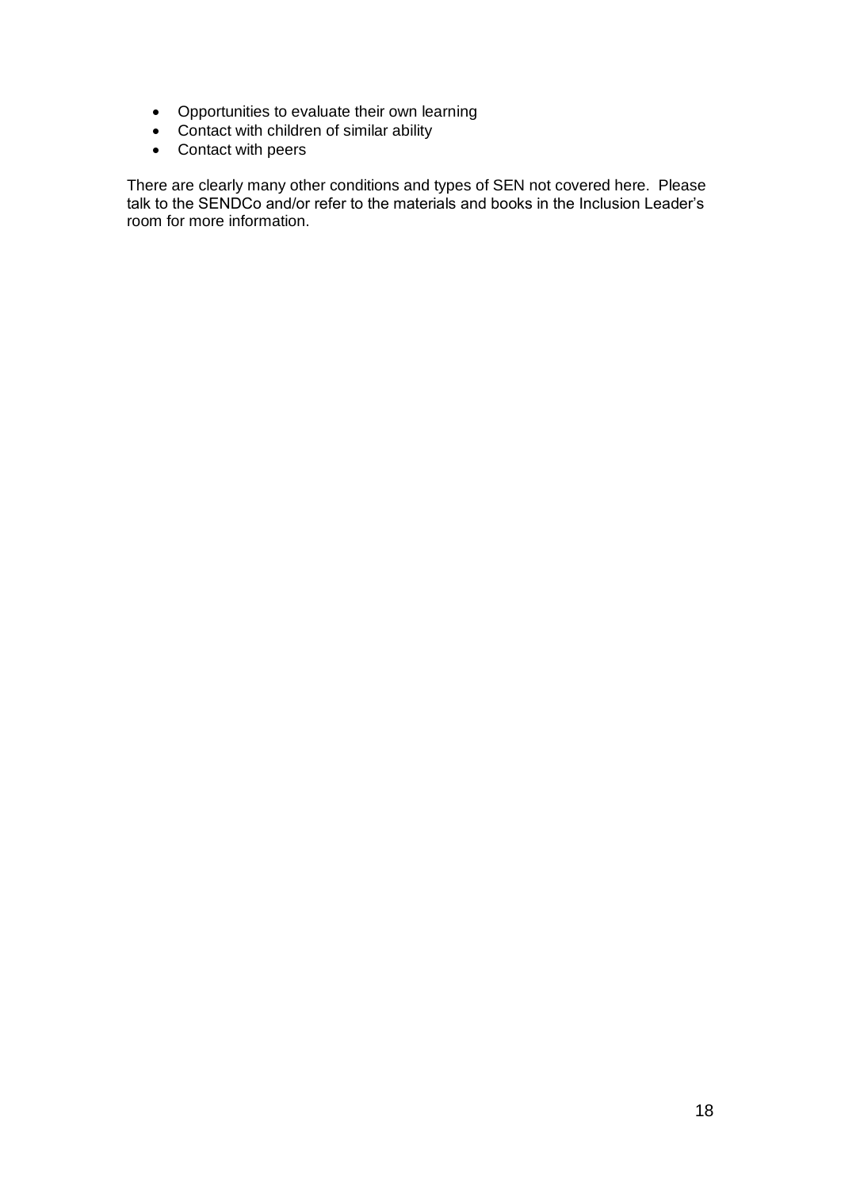- Opportunities to evaluate their own learning
- Contact with children of similar ability
- Contact with peers

There are clearly many other conditions and types of SEN not covered here. Please talk to the SENDCo and/or refer to the materials and books in the Inclusion Leader's room for more information.